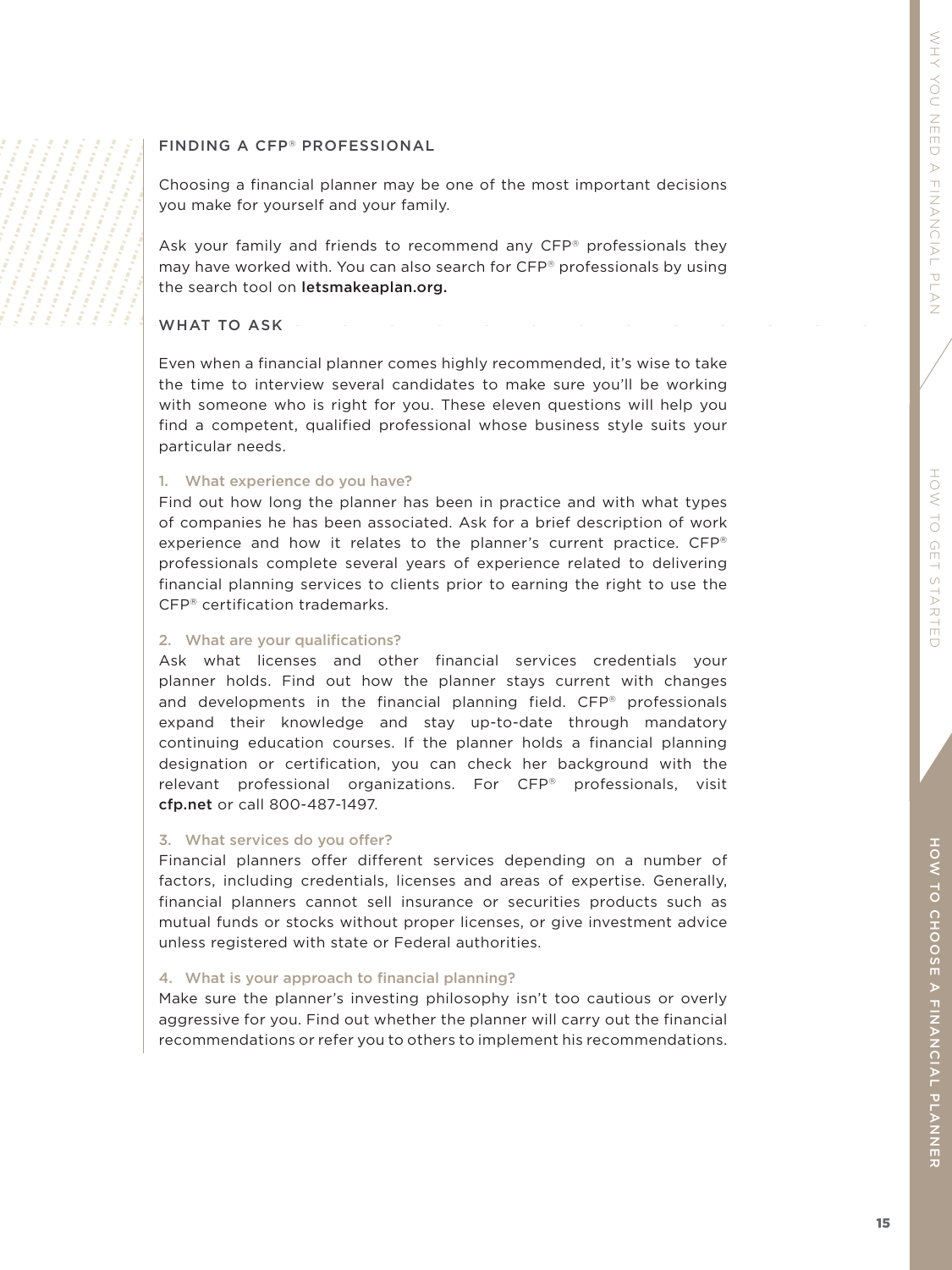## FINDING A CFP® PROFESSIONAL

Choosing a financial planner may be one of the most important decisions you make for yourself and your family.

Ask your family and friends to recommend any CFP® professionals they may have worked with. You can also search for CFP® professionals by using the search tool on letsmakeaplan.org.

## WHAT TO ASK

Even when a financial planner comes highly recommended, it's wise to take the time to interview several candidates to make sure you'll be working with someone who is right for you. These eleven questions will help you find a competent, qualified professional whose business style suits your particular needs.

### 1. What experience do you have?

Find out how long the planner has been in practice and with what types of companies he has been associated. Ask for a brief description of work experience and how it relates to the planner's current practice. CFP® professionals complete several years of experience related to delivering financial planning services to clients prior to earning the right to use the CFP® certification trademarks.

### 2. What are your qualifications?

Ask what licenses and other financial services credentials your planner holds. Find out how the planner stays current with changes and developments in the financial planning field. CFP® professionals expand their knowledge and stay up-to-date through mandatory continuing education courses. If the planner holds a financial planning designation or certification, you can check her background with the relevant professional organizations. For CFP® professionals, visit cfp.net or call 800-487-1497.

### 3. What services do you offer?

Financial planners offer different services depending on a number of factors, including credentials, licenses and areas of expertise. Generally, financial planners cannot sell insurance or securities products such as mutual funds or stocks without proper licenses, or give investment advice unless registered with state or Federal authorities.

### 4. What is your approach to financial planning?

Make sure the planner's investing philosophy isn't too cautious or overly aggressive for you. Find out whether the planner will carry out the financial recommendations or refer you to others to implement his recommendations.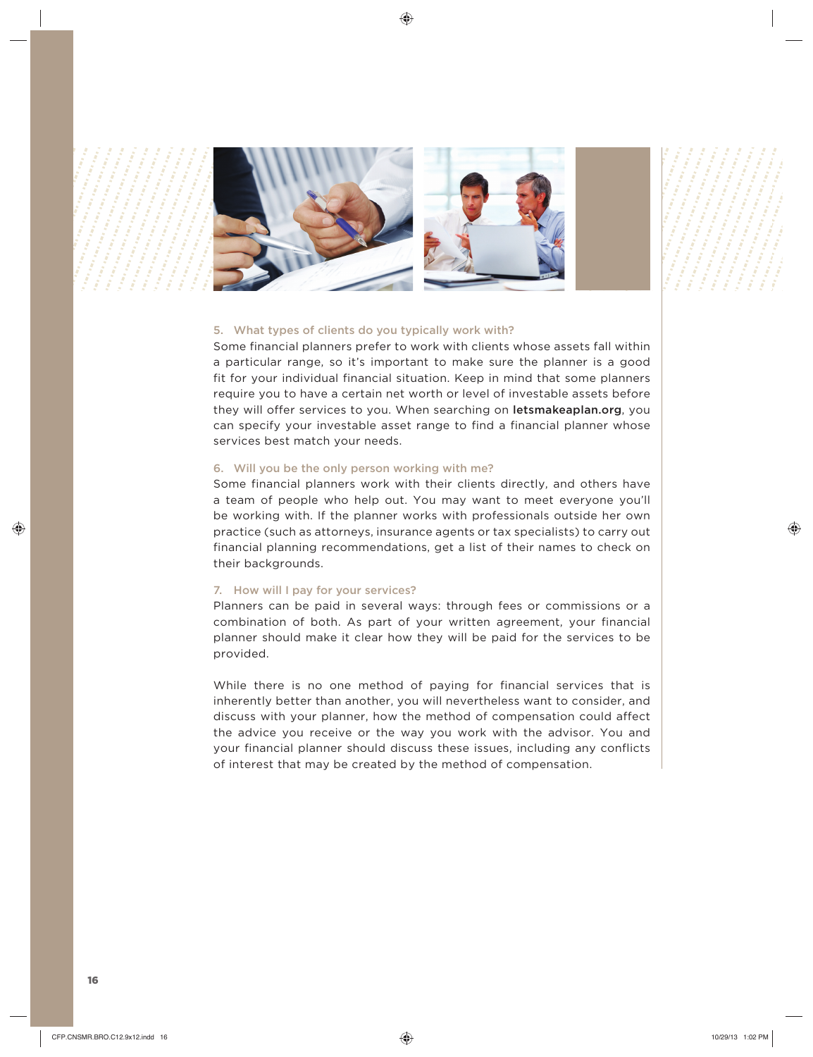### 5. What types of clients do you typically work with?

Some financial planners prefer to work with clients whose assets fall within a particular range, so it's important to make sure the planner is a good fit for your individual financial situation. Keep in mind that some planners require you to have a certain net worth or level of investable assets before they will offer services to you. When searching on **letsmakeaplan.org**, you can specify your investable asset range to find a financial planner whose services best match your needs.

### 6. Will you be the only person working with me?

Some financial planners work with their clients directly, and others have a team of people who help out. You may want to meet everyone you'll be working with. If the planner works with professionals outside her own practice (such as attorneys, insurance agents or tax specialists) to carry out financial planning recommendations, get a list of their names to check on their backgrounds.

### 7. How will I pay for your services?

Planners can be paid in several ways: through fees or commissions or a combination of both. As part of your written agreement, your financial planner should make it clear how they will be paid for the services to be provided.

While there is no one method of paying for financial services that is inherently better than another, you will nevertheless want to consider, and discuss with your planner, how the method of compensation could affect the advice you receive or the way you work with the advisor. You and your financial planner should discuss these issues, including any conflicts of interest that may be created by the method of compensation.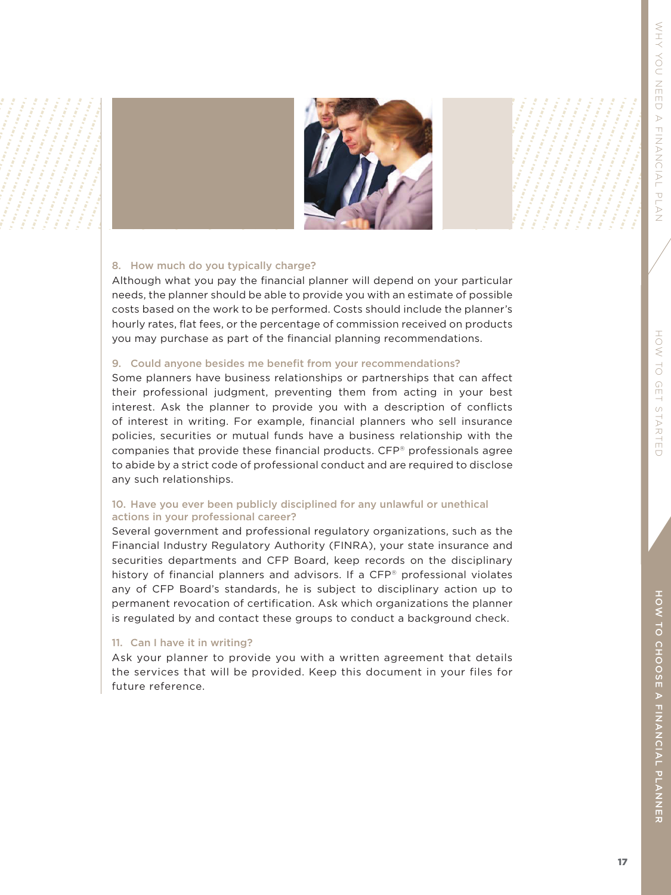### 8. How much do you typically charge?

Although what you pay the financial planner will depend on your particular needs, the planner should be able to provide you with an estimate of possible costs based on the work to be performed. Costs should include the planner's hourly rates, flat fees, or the percentage of commission received on products you may purchase as part of the financial planning recommendations.

### 9. Could anyone besides me benefit from your recommendations?

Some planners have business relationships or partnerships that can affect their professional judgment, preventing them from acting in your best interest. Ask the planner to provide you with a description of conflicts of interest in writing. For example, financial planners who sell insurance policies, securities or mutual funds have a business relationship with the companies that provide these financial products. CFP® professionals agree to abide by a strict code of professional conduct and are required to disclose any such relationships.

### 10. Have you ever been publicly disciplined for any unlawful or unethical actions in your professional career?

Several government and professional regulatory organizations, such as the Financial Industry Regulatory Authority (FINRA), your state insurance and securities departments and CFP Board, keep records on the disciplinary history of financial planners and advisors. If a CFP® professional violates any of CFP Board's standards, he is subject to disciplinary action up to permanent revocation of certification. Ask which organizations the planner is regulated by and contact these groups to conduct a background check.

### 11. Can I have it in writing?

Ask your planner to provide you with a written agreement that details the services that will be provided. Keep this document in your files for future reference.